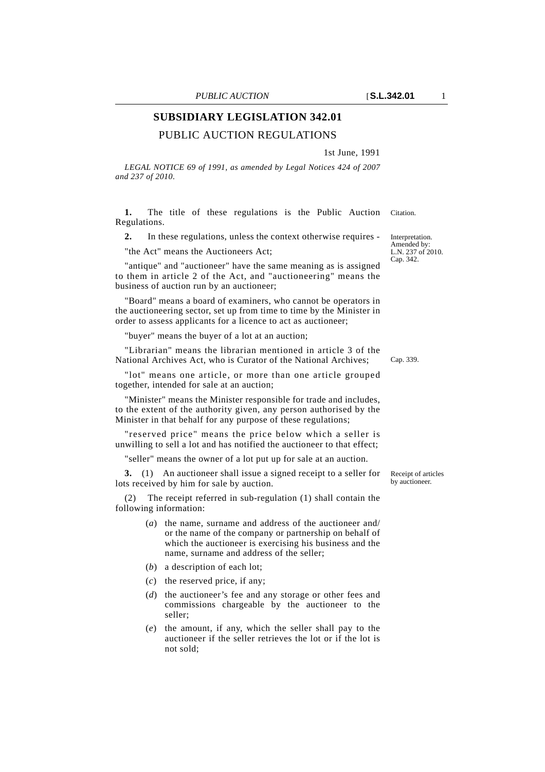# SUBSIDIARY LEGISLATION 342.01

## PUBLIC AUCTION REGULATIONS

1st June, 1991

*LEGAL NOTICE 69 of 1991, as amended by Legal Notices 424 of 2007 and 237 of 2010.*

Citation.

**1.** The title of these regulations is the Public Auction Regulations.

Interpretation. Amended by: L.N. 237 of 2010. Cap. 342.

**2.** In these regulations, unless the context otherwise requires -

"the Act" means the Auctioneers Act;

"antique" and "auctioneer" have the same meaning as is assigned to them in article 2 of the Act, and "auctioneering" means the business of auction run by an auctioneer;

"Board" means a board of examiners, who cannot be operators in the auctioneering sector, set up from time to time by the Minister in order to assess applicants for a licence to act as auctioneer;

"buyer" means the buyer of a lot at an auction;

Cap. 339.

"Librarian" means the librarian mentioned in article 3 of the National Archives Act, who is Curator of the National Archives;

"lot" means one article, or more than one article grouped together, intended for sale at an auction;

"Minister" means the Minister responsible for trade and includes, to the extent of the authority given, any person authorised by the Minister in that behalf for any purpose of these regulations;

"reserved price" means the price below which a seller is unwilling to sell a lot and has notified the auctioneer to that effect;

"seller" means the owner of a lot put up for sale at an auction.

Receipt of articles by auctioneer.

**3.** (1) An auctioneer shall issue a signed receipt to a seller for lots received by him for sale by auction.

(2) The receipt referred in sub-regulation (1) shall contain the following information:

(*a*) the name, surname and address of the auctioneer and/ or the name of the company or partnership on behalf of which the auctioneer is exercising his business and the name, surname and address of the seller;

(*b*) a description of each lot;

(*c*) the reserved price, if any;

(*d*) the auctioneer's fee and any storage or other fees and commissions chargeable by the auctioneer to the seller;

(*e*) the amount, if any, which the seller shall pay to the auctioneer if the seller retrieves the lot or if the lot is not sold;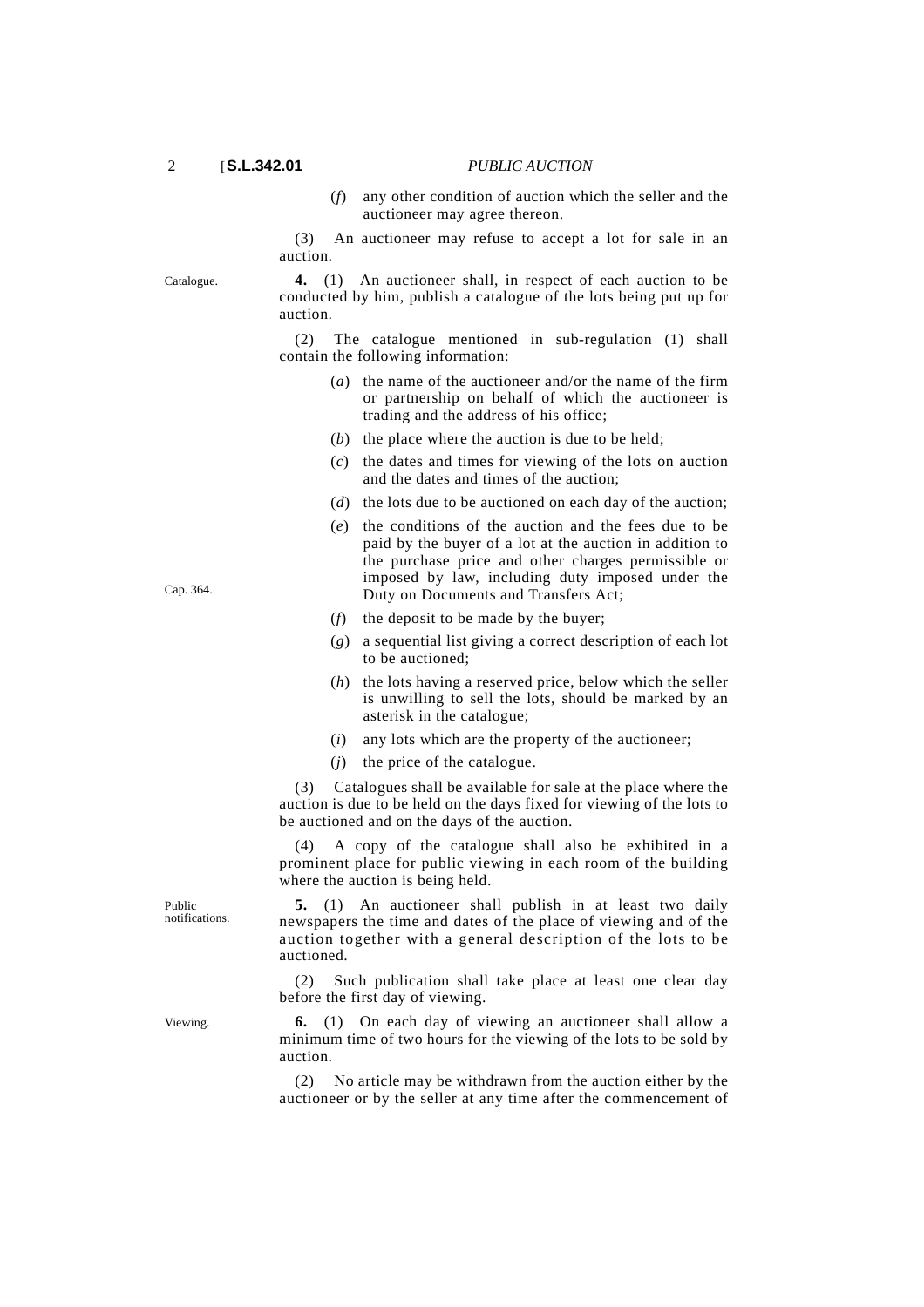(*f*) any other condition of auction which the seller and the auctioneer may agree thereon.

(3) An auctioneer may refuse to accept a lot for sale in an auction.

Catalogue.

**4.** (1) An auctioneer shall, in respect of each auction to be conducted by him, publish a catalogue of the lots being put up for auction.

(2) The catalogue mentioned in sub-regulation (1) shall contain the following information:

(*a*) the name of the auctioneer and/or the name of the firm or partnership on behalf of which the auctioneer is trading and the address of his office;

(*b*) the place where the auction is due to be held;

(*c*) the dates and times for viewing of the lots on auction and the dates and times of the auction;

(*d*) the lots due to be auctioned on each day of the auction;

(*e*) the conditions of the auction and the fees due to be paid by the buyer of a lot at the auction in addition to the purchase price and other charges permissible or imposed by law, including duty imposed under the Duty on Documents and Transfers Act;

Cap. 364.

(*f*) the deposit to be made by the buyer;

(*g*) a sequential list giving a correct description of each lot to be auctioned;

(*h*) the lots having a reserved price, below which the seller is unwilling to sell the lots, should be marked by an asterisk in the catalogue;

(*i*) any lots which are the property of the auctioneer;

(*j*) the price of the catalogue.

(3) Catalogues shall be available for sale at the place where the auction is due to be held on the days fixed for viewing of the lots to be auctioned and on the days of the auction.

(4) A copy of the catalogue shall also be exhibited in a prominent place for public viewing in each room of the building where the auction is being held.

Public notifications.

**5.** (1) An auctioneer shall publish in at least two daily newspapers the time and dates of the place of viewing and of the auction together with a general description of the lots to be auctioned.

(2) Such publication shall take place at least one clear day before the first day of viewing.

Viewing.

**6.** (1) On each day of viewing an auctioneer shall allow a minimum time of two hours for the viewing of the lots to be sold by auction.

(2) No article may be withdrawn from the auction either by the auctioneer or by the seller at any time after the commencement of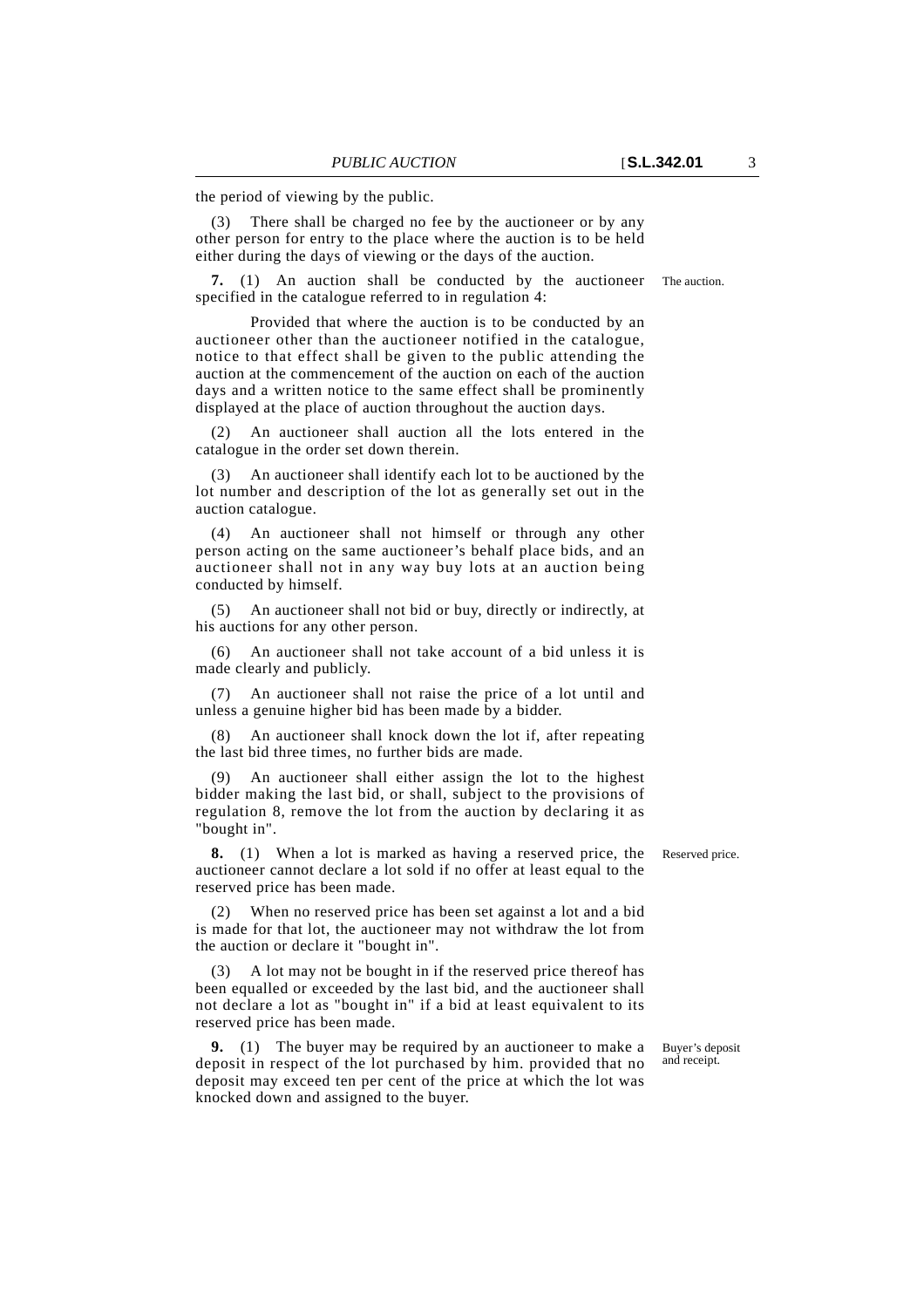the period of viewing by the public.

(3) There shall be charged no fee by the auctioneer or by any other person for entry to the place where the auction is to be held either during the days of viewing or the days of the auction.

**7.** (1) An auction shall be conducted by the auctioneer specified in the catalogue referred to in regulation 4: *The auction.*

Provided that where the auction is to be conducted by an auctioneer other than the auctioneer notified in the catalogue, notice to that effect shall be given to the public attending the auction at the commencement of the auction on each of the auction days and a written notice to the same effect shall be prominently displayed at the place of auction throughout the auction days.

(2) An auctioneer shall auction all the lots entered in the catalogue in the order set down therein.

(3) An auctioneer shall identify each lot to be auctioned by the lot number and description of the lot as generally set out in the auction catalogue.

(4) An auctioneer shall not himself or through any other person acting on the same auctioneer's behalf place bids, and an auctioneer shall not in any way buy lots at an auction being conducted by himself.

(5) An auctioneer shall not bid or buy, directly or indirectly, at his auctions for any other person.

(6) An auctioneer shall not take account of a bid unless it is made clearly and publicly.

(7) An auctioneer shall not raise the price of a lot until and unless a genuine higher bid has been made by a bidder.

(8) An auctioneer shall knock down the lot if, after repeating the last bid three times, no further bids are made.

(9) An auctioneer shall either assign the lot to the highest bidder making the last bid, or shall, subject to the provisions of regulation 8, remove the lot from the auction by declaring it as "bought in".

**8.** (1) When a lot is marked as having a reserved price, the auctioneer cannot declare a lot sold if no offer at least equal to the reserved price has been made. *Reserved price.*

(2) When no reserved price has been set against a lot and a bid is made for that lot, the auctioneer may not withdraw the lot from the auction or declare it "bought in".

(3) A lot may not be bought in if the reserved price thereof has been equalled or exceeded by the last bid, and the auctioneer shall not declare a lot as "bought in" if a bid at least equivalent to its reserved price has been made.

**9.** (1) The buyer may be required by an auctioneer to make a deposit in respect of the lot purchased by him. provided that no deposit may exceed ten per cent of the price at which the lot was knocked down and assigned to the buyer. *Buyer's deposit and receipt.*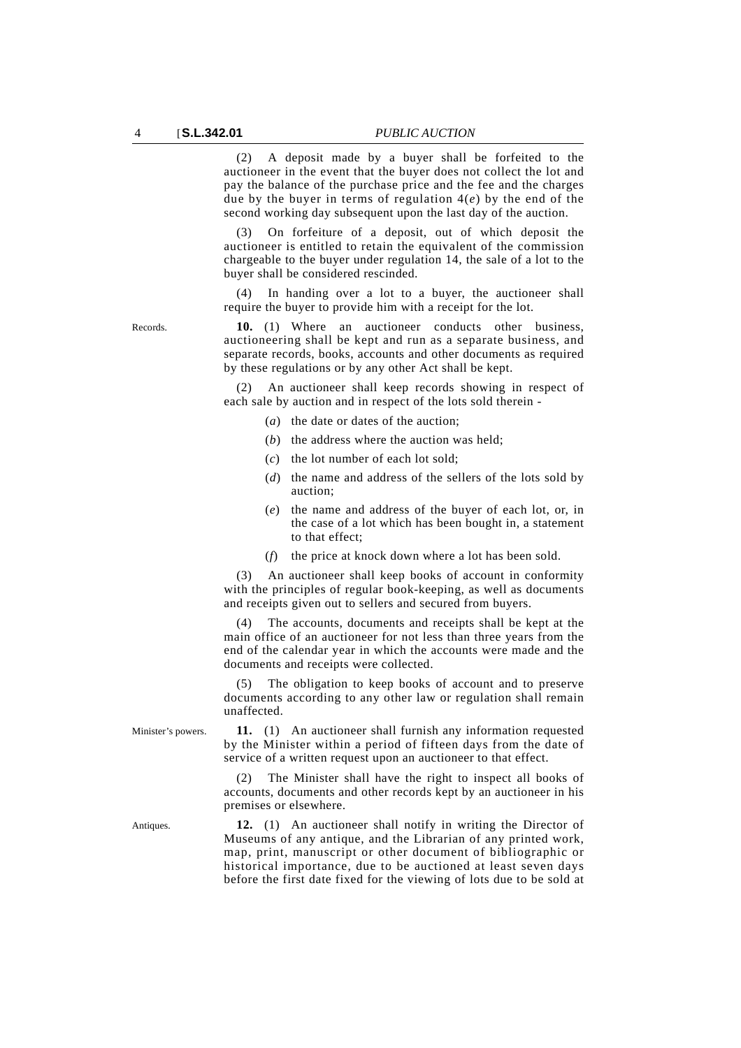(2) A deposit made by a buyer shall be forfeited to the auctioneer in the event that the buyer does not collect the lot and pay the balance of the purchase price and the fee and the charges due by the buyer in terms of regulation 4(*e*) by the end of the second working day subsequent upon the last day of the auction.

(3) On forfeiture of a deposit, out of which deposit the auctioneer is entitled to retain the equivalent of the commission chargeable to the buyer under regulation 14, the sale of a lot to the buyer shall be considered rescinded.

(4) In handing over a lot to a buyer, the auctioneer shall require the buyer to provide him with a receipt for the lot.

Records.

**10.** (1) Where an auctioneer conducts other business, auctioneering shall be kept and run as a separate business, and separate records, books, accounts and other documents as required by these regulations or by any other Act shall be kept.

(2) An auctioneer shall keep records showing in respect of each sale by auction and in respect of the lots sold therein -

- (*a*) the date or dates of the auction;
- (*b*) the address where the auction was held;
- (*c*) the lot number of each lot sold;
- (*d*) the name and address of the sellers of the lots sold by auction;
- (*e*) the name and address of the buyer of each lot, or, in the case of a lot which has been bought in, a statement to that effect;
- (*f*) the price at knock down where a lot has been sold.

(3) An auctioneer shall keep books of account in conformity with the principles of regular book-keeping, as well as documents and receipts given out to sellers and secured from buyers.

(4) The accounts, documents and receipts shall be kept at the main office of an auctioneer for not less than three years from the end of the calendar year in which the accounts were made and the documents and receipts were collected.

(5) The obligation to keep books of account and to preserve documents according to any other law or regulation shall remain unaffected.

Minister's powers.

**11.** (1) An auctioneer shall furnish any information requested by the Minister within a period of fifteen days from the date of service of a written request upon an auctioneer to that effect.

(2) The Minister shall have the right to inspect all books of accounts, documents and other records kept by an auctioneer in his premises or elsewhere.

Antiques.

**12.** (1) An auctioneer shall notify in writing the Director of Museums of any antique, and the Librarian of any printed work, map, print, manuscript or other document of bibliographic or historical importance, due to be auctioned at least seven days before the first date fixed for the viewing of lots due to be sold at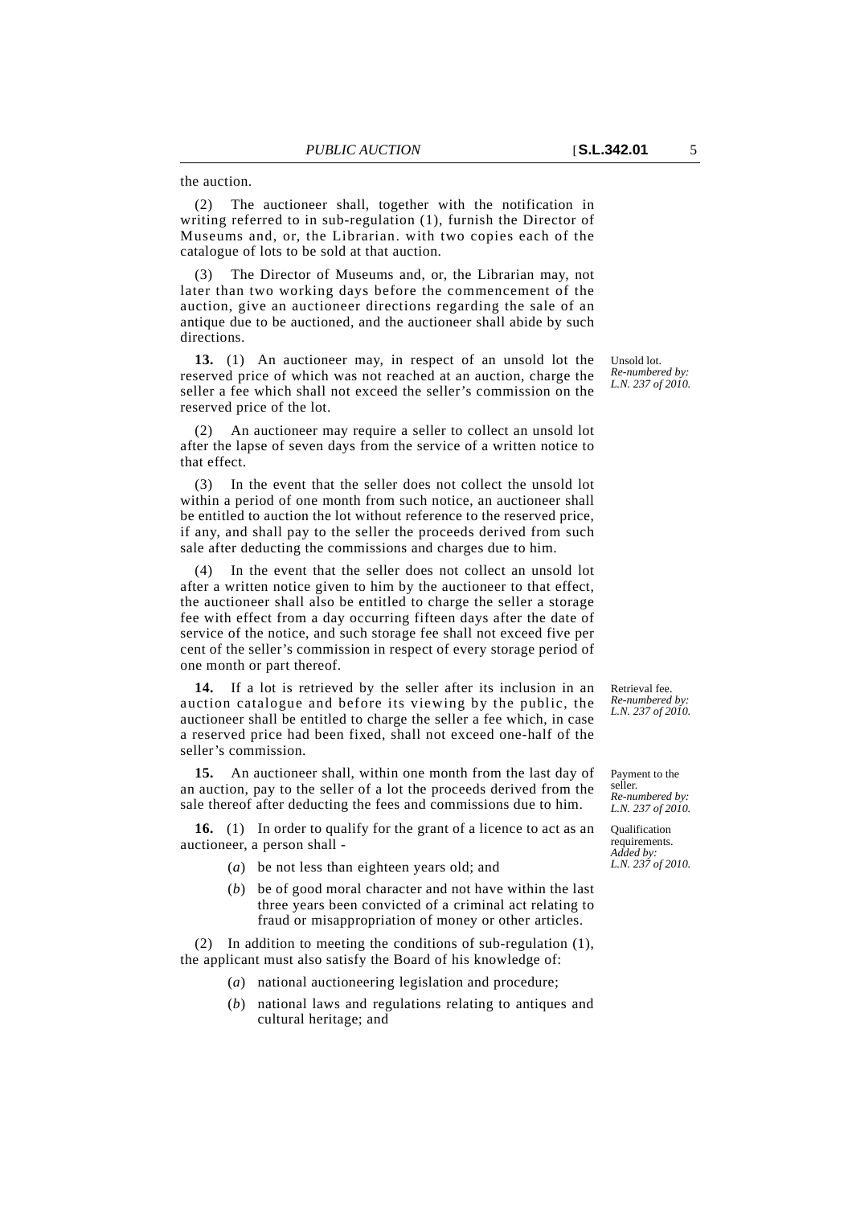the auction.

(2) The auctioneer shall, together with the notification in writing referred to in sub-regulation (1), furnish the Director of Museums and, or, the Librarian. with two copies each of the catalogue of lots to be sold at that auction.

(3) The Director of Museums and, or, the Librarian may, not later than two working days before the commencement of the auction, give an auctioneer directions regarding the sale of an antique due to be auctioned, and the auctioneer shall abide by such directions.

*Unsold lot. Re-numbered by: L.N. 237 of 2010.*

**13.** (1) An auctioneer may, in respect of an unsold lot the reserved price of which was not reached at an auction, charge the seller a fee which shall not exceed the seller's commission on the reserved price of the lot.

(2) An auctioneer may require a seller to collect an unsold lot after the lapse of seven days from the service of a written notice to that effect.

(3) In the event that the seller does not collect the unsold lot within a period of one month from such notice, an auctioneer shall be entitled to auction the lot without reference to the reserved price, if any, and shall pay to the seller the proceeds derived from such sale after deducting the commissions and charges due to him.

(4) In the event that the seller does not collect an unsold lot after a written notice given to him by the auctioneer to that effect, the auctioneer shall also be entitled to charge the seller a storage fee with effect from a day occurring fifteen days after the date of service of the notice, and such storage fee shall not exceed five per cent of the seller's commission in respect of every storage period of one month or part thereof.

*Retrieval fee. Re-numbered by: L.N. 237 of 2010.*

**14.** If a lot is retrieved by the seller after its inclusion in an auction catalogue and before its viewing by the public, the auctioneer shall be entitled to charge the seller a fee which, in case a reserved price had been fixed, shall not exceed one-half of the seller's commission.

*Payment to the seller. Re-numbered by: L.N. 237 of 2010.*

**15.** An auctioneer shall, within one month from the last day of an auction, pay to the seller of a lot the proceeds derived from the sale thereof after deducting the fees and commissions due to him.

*Qualification requirements. Added by: L.N. 237 of 2010.*

**16.** (1) In order to qualify for the grant of a licence to act as an auctioneer, a person shall -

(*a*) be not less than eighteen years old; and

(*b*) be of good moral character and not have within the last three years been convicted of a criminal act relating to fraud or misappropriation of money or other articles.

(2) In addition to meeting the conditions of sub-regulation (1), the applicant must also satisfy the Board of his knowledge of:

(*a*) national auctioneering legislation and procedure;

(*b*) national laws and regulations relating to antiques and cultural heritage; and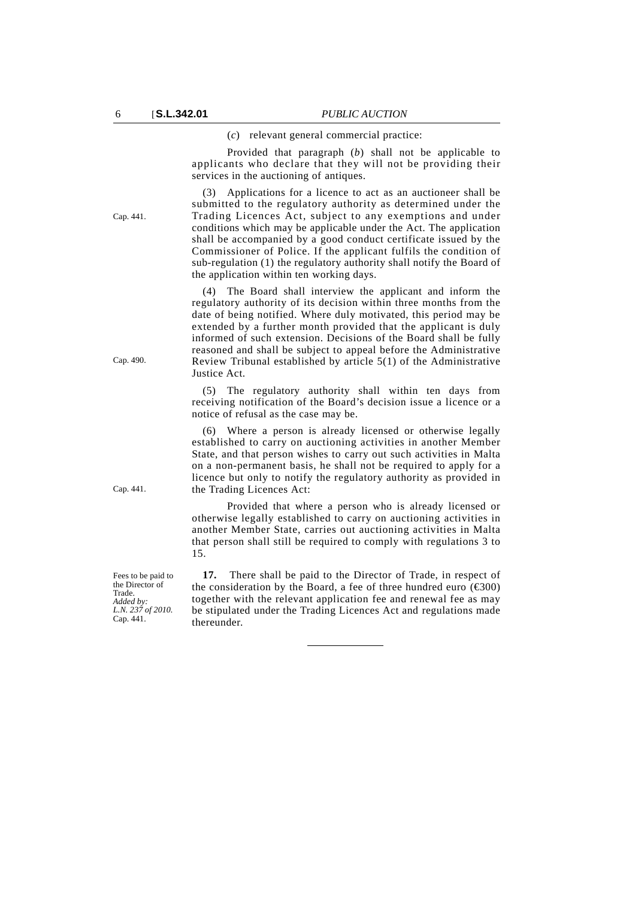(*c*) relevant general commercial practice:

Provided that paragraph (*b*) shall not be applicable to applicants who declare that they will not be providing their services in the auctioning of antiques.

Cap. 441.

(3) Applications for a licence to act as an auctioneer shall be submitted to the regulatory authority as determined under the Trading Licences Act, subject to any exemptions and under conditions which may be applicable under the Act. The application shall be accompanied by a good conduct certificate issued by the Commissioner of Police. If the applicant fulfils the condition of sub-regulation (1) the regulatory authority shall notify the Board of the application within ten working days.

Cap. 490.

(4) The Board shall interview the applicant and inform the regulatory authority of its decision within three months from the date of being notified. Where duly motivated, this period may be extended by a further month provided that the applicant is duly informed of such extension. Decisions of the Board shall be fully reasoned and shall be subject to appeal before the Administrative Review Tribunal established by article 5(1) of the Administrative Justice Act.

(5) The regulatory authority shall within ten days from receiving notification of the Board's decision issue a licence or a notice of refusal as the case may be.

Cap. 441.

(6) Where a person is already licensed or otherwise legally established to carry on auctioning activities in another Member State, and that person wishes to carry out such activities in Malta on a non-permanent basis, he shall not be required to apply for a licence but only to notify the regulatory authority as provided in the Trading Licences Act:

Provided that where a person who is already licensed or otherwise legally established to carry on auctioning activities in another Member State, carries out auctioning activities in Malta that person shall still be required to comply with regulations 3 to 15.

Fees to be paid to the Director of Trade.
*Added by: L.N. 237 of 2010.*
Cap. 441.

**17.** There shall be paid to the Director of Trade, in respect of the consideration by the Board, a fee of three hundred euro (€300) together with the relevant application fee and renewal fee as may be stipulated under the Trading Licences Act and regulations made thereunder.